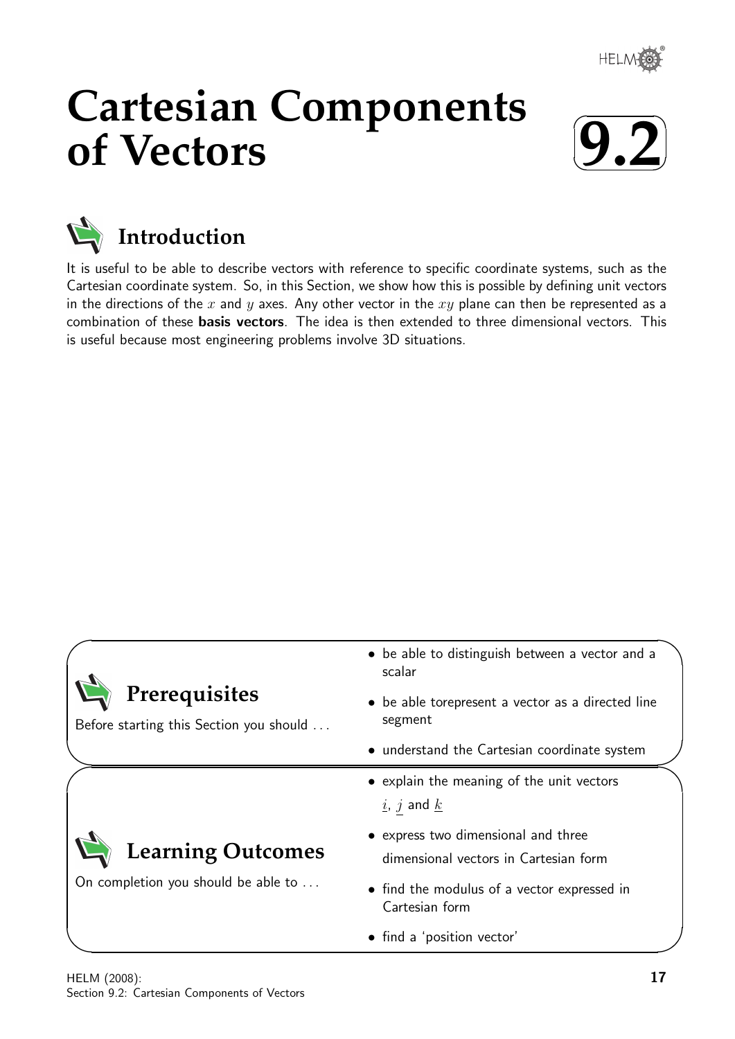# Cartesian Components of Vectors

**9.2**

## Introduction

It is useful to be able to describe vectors with reference to specific coordinate systems, such as the Cartesian coordinate system. So, in this Section, we show how this is possible by defining unit vectors in the directions of the $x$ and $y$ axes. Any other vector in the $xy$ plane can then be represented as a combination of these **basis vectors**. The idea is then extended to three dimensional vectors. This is useful because most engineering problems involve 3D situations.

## Prerequisites

Before starting this Section you should . . .

- be able to distinguish between a vector and a scalar
- be able torepresent a vector as a directed line segment
- understand the Cartesian coordinate system

## Learning Outcomes

On completion you should be able to . . .

- explain the meaning of the unit vectors $\underline{i}$, $\underline{j}$ and $\underline{k}$
- express two dimensional and three dimensional vectors in Cartesian form
- find the modulus of a vector expressed in Cartesian form
- find a 'position vector'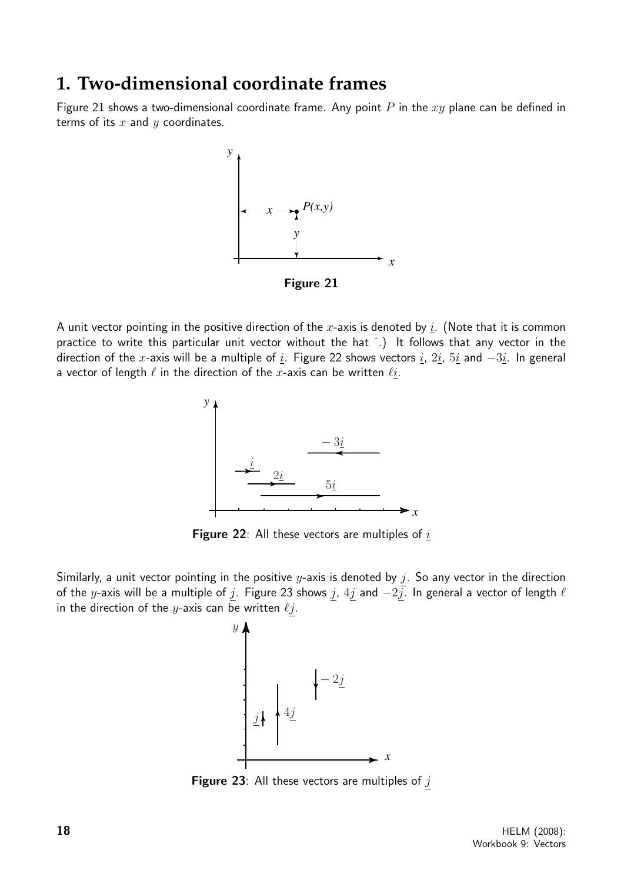## 1. Two-dimensional coordinate frames

Figure 21 shows a two-dimensional coordinate frame. Any point $P$ in the $xy$ plane can be defined in terms of its $x$ and $y$ coordinates.

**Figure 21**

A unit vector pointing in the positive direction of the $x$-axis is denoted by $\underline{i}$. (Note that it is common practice to write this particular unit vector without the hat $\hat{}$.) It follows that any vector in the direction of the $x$-axis will be a multiple of $\underline{i}$. Figure 22 shows vectors $\underline{i}$, $2\underline{i}$, $5\underline{i}$ and $-3\underline{i}$. In general a vector of length $\ell$ in the direction of the $x$-axis can be written $\ell\underline{i}$.

**Figure 22**: All these vectors are multiples of $\underline{i}$

Similarly, a unit vector pointing in the positive $y$-axis is denoted by $\underline{j}$. So any vector in the direction of the $y$-axis will be a multiple of $\underline{j}$. Figure 23 shows $\underline{j}$, $4\underline{j}$ and $-2\underline{j}$. In general a vector of length $\ell$ in the direction of the $y$-axis can be written $\ell\underline{j}$.

**Figure 23**: All these vectors are multiples of $\underline{j}$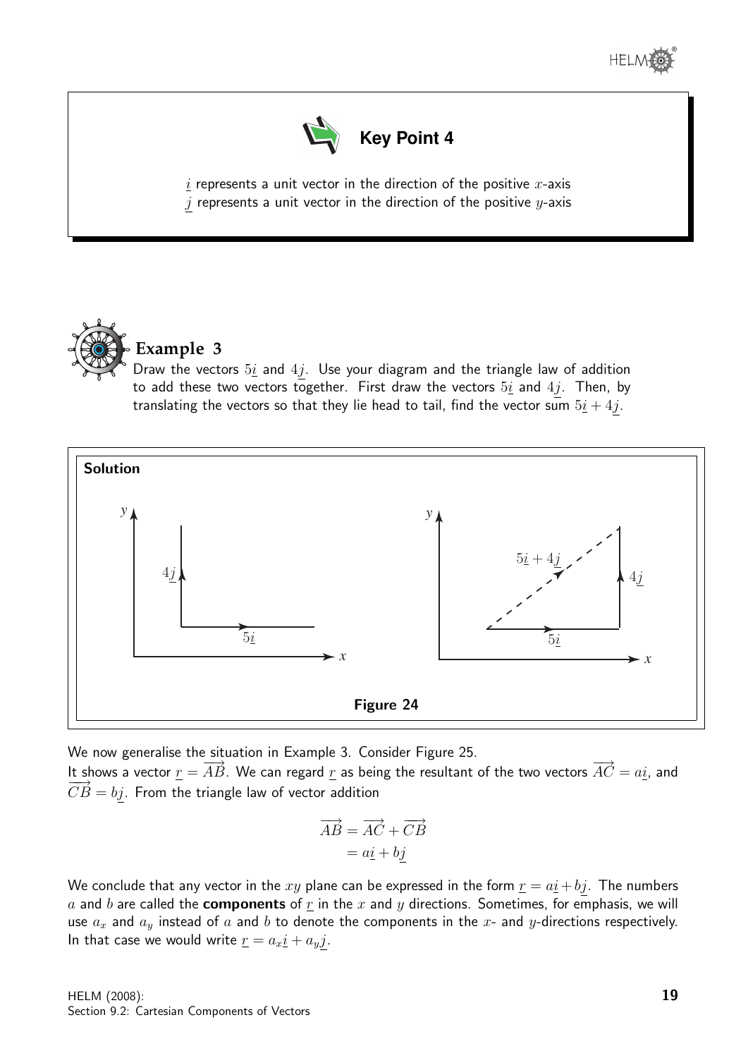**Key Point 4**

$\underline{i}$ represents a unit vector in the direction of the positive $x$-axis
$\underline{j}$ represents a unit vector in the direction of the positive $y$-axis

## Example 3

Draw the vectors $5\underline{i}$ and $4\underline{j}$. Use your diagram and the triangle law of addition to add these two vectors together. First draw the vectors $5\underline{i}$ and $4\underline{j}$. Then, by translating the vectors so that they lie head to tail, find the vector sum $5\underline{i} + 4\underline{j}$.

**Solution**

Figure 24

We now generalise the situation in Example 3. Consider Figure 25.

It shows a vector $\underline{r} = \overrightarrow{AB}$. We can regard $\underline{r}$ as being the resultant of the two vectors $\overrightarrow{AC} = a\underline{i}$, and $\overrightarrow{CB} = b\underline{j}$. From the triangle law of vector addition

$$\overrightarrow{AB} = \overrightarrow{AC} + \overrightarrow{CB}$$
$$= a\underline{i} + b\underline{j}$$

We conclude that any vector in the $xy$ plane can be expressed in the form $\underline{r} = a\underline{i} + b\underline{j}$. The numbers $a$ and $b$ are called the **components** of $\underline{r}$ in the $x$ and $y$ directions. Sometimes, for emphasis, we will use $a_x$ and $a_y$ instead of $a$ and $b$ to denote the components in the $x$- and $y$-directions respectively. In that case we would write $\underline{r} = a_x\underline{i} + a_y\underline{j}$.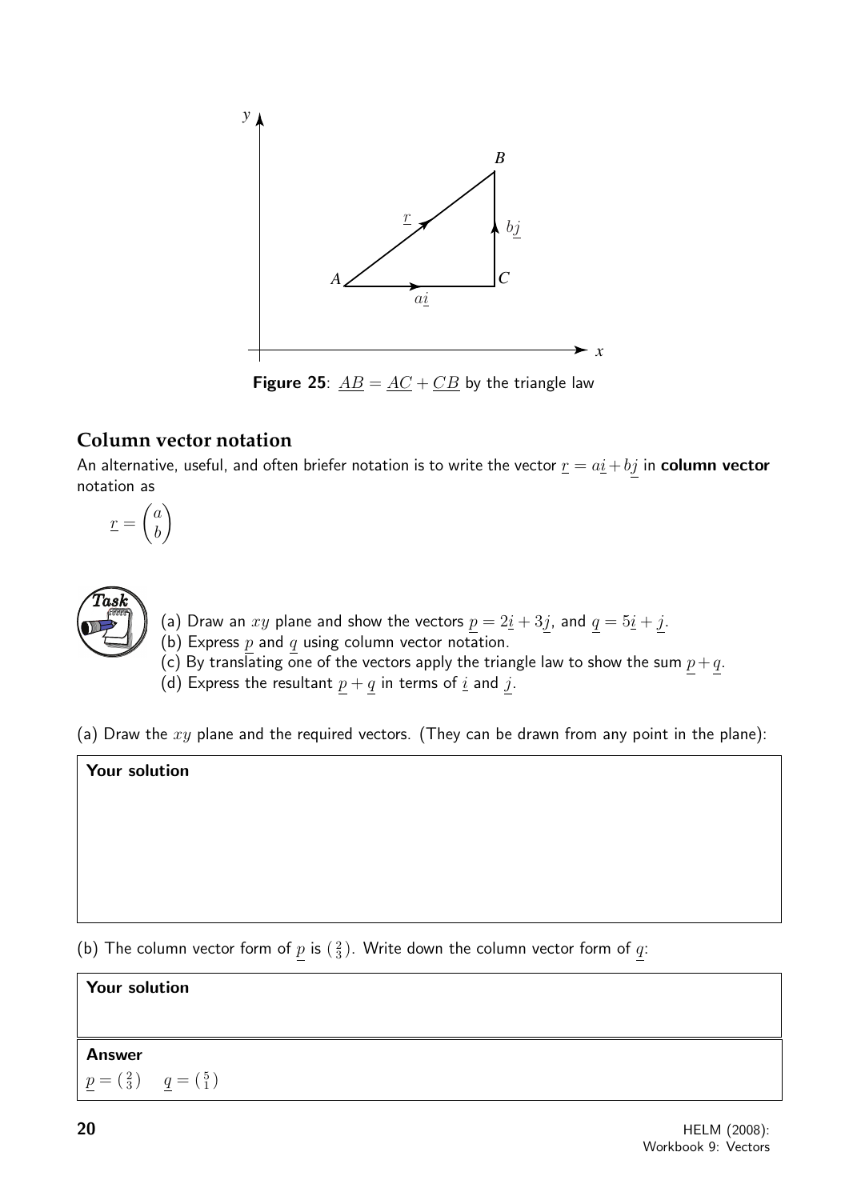Figure 25: $\underline{AB} = \underline{AC} + \underline{CB}$ by the triangle law

## Column vector notation

An alternative, useful, and often briefer notation is to write the vector $\underline{r} = a\underline{i} + b\underline{j}$ in **column vector** notation as

$$\underline{r} = \begin{pmatrix} a \\ b \end{pmatrix}$$

**Task**

(a) Draw an $xy$ plane and show the vectors $\underline{p} = 2\underline{i} + 3\underline{j}$, and $\underline{q} = 5\underline{i} + \underline{j}$.
(b) Express $\underline{p}$ and $\underline{q}$ using column vector notation.
(c) By translating one of the vectors apply the triangle law to show the sum $\underline{p} + \underline{q}$.
(d) Express the resultant $\underline{p} + \underline{q}$ in terms of $\underline{i}$ and $\underline{j}$.

(a) Draw the $xy$ plane and the required vectors. (They can be drawn from any point in the plane):

**Your solution**

(b) The column vector form of $\underline{p}$ is $\binom{2}{3}$. Write down the column vector form of $\underline{q}$:

**Your solution**

**Answer**

$\underline{p} = \binom{2}{3} \quad \underline{q} = \binom{5}{1}$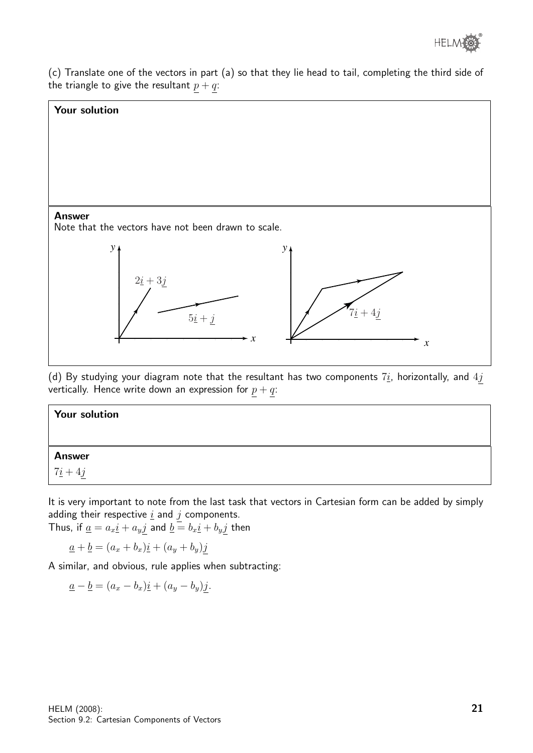(c) Translate one of the vectors in part (a) so that they lie head to tail, completing the third side of the triangle to give the resultant $\underline{p} + \underline{q}$:

**Your solution**

**Answer**

Note that the vectors have not been drawn to scale.

(d) By studying your diagram note that the resultant has two components $7\underline{i}$, horizontally, and $4\underline{j}$ vertically. Hence write down an expression for $\underline{p} + \underline{q}$:

**Your solution**

**Answer**

$7\underline{i} + 4\underline{j}$

It is very important to note from the last task that vectors in Cartesian form can be added by simply adding their respective $\underline{i}$ and $\underline{j}$ components.

Thus, if $\underline{a} = a_x\underline{i} + a_y\underline{j}$ and $\underline{b} = b_x\underline{i} + b_y\underline{j}$ then

$$\underline{a} + \underline{b} = (a_x + b_x)\underline{i} + (a_y + b_y)\underline{j}$$

A similar, and obvious, rule applies when subtracting:

$$\underline{a} - \underline{b} = (a_x - b_x)\underline{i} + (a_y - b_y)\underline{j}.$$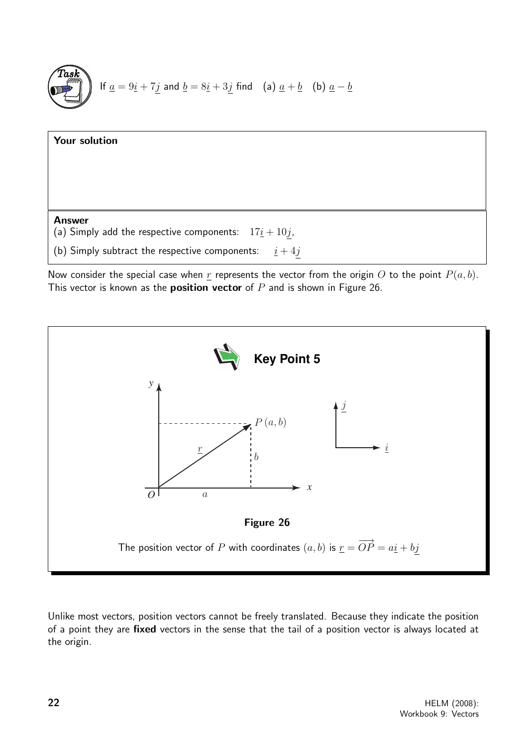**Task**

If $\underline{a} = 9\underline{i} + 7\underline{j}$ and $\underline{b} = 8\underline{i} + 3\underline{j}$ find (a) $\underline{a} + \underline{b}$ (b) $\underline{a} - \underline{b}$

**Your solution**

**Answer**

(a) Simply add the respective components: $17\underline{i} + 10\underline{j}$,

(b) Simply subtract the respective components: $\underline{i} + 4\underline{j}$

Now consider the special case when $\underline{r}$ represents the vector from the origin $O$ to the point $P(a, b)$. This vector is known as the **position vector** of $P$ and is shown in Figure 26.

**Key Point 5**

**Figure 26**

The position vector of $P$ with coordinates $(a, b)$ is $\underline{r} = \overrightarrow{OP} = a\underline{i} + b\underline{j}$

Unlike most vectors, position vectors cannot be freely translated. Because they indicate the position of a point they are **fixed** vectors in the sense that the tail of a position vector is always located at the origin.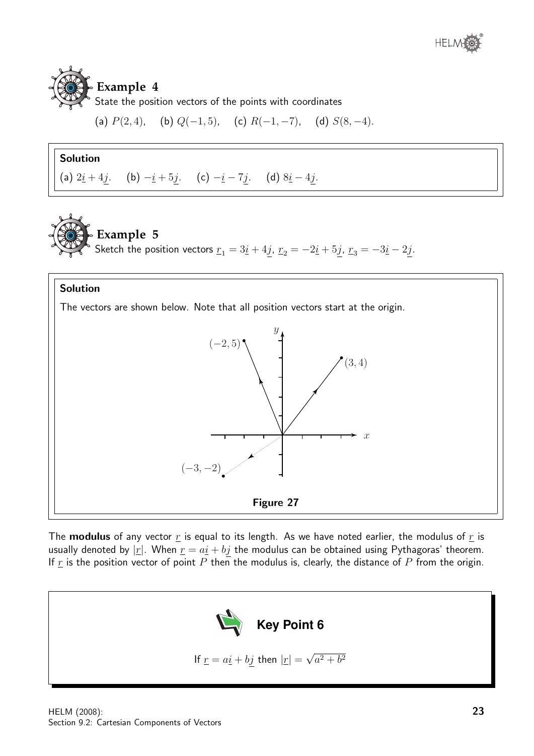## Example 4

State the position vectors of the points with coordinates

(a) $P(2, 4)$, (b) $Q(-1, 5)$, (c) $R(-1, -7)$, (d) $S(8, -4)$.

**Solution**

(a) $2\underline{i} + 4\underline{j}$. (b) $-\underline{i} + 5\underline{j}$. (c) $-\underline{i} - 7\underline{j}$. (d) $8\underline{i} - 4\underline{j}$.

## Example 5

Sketch the position vectors $\underline{r}_1 = 3\underline{i} + 4\underline{j}$, $\underline{r}_2 = -2\underline{i} + 5\underline{j}$, $\underline{r}_3 = -3\underline{i} - 2\underline{j}$.

**Solution**

The vectors are shown below. Note that all position vectors start at the origin.

**Figure 27**

The **modulus** of any vector $\underline{r}$ is equal to its length. As we have noted earlier, the modulus of $\underline{r}$ is usually denoted by $|\underline{r}|$. When $\underline{r} = a\underline{i} + b\underline{j}$ the modulus can be obtained using Pythagoras' theorem. If $\underline{r}$ is the position vector of point $P$ then the modulus is, clearly, the distance of $P$ from the origin.

**Key Point 6**

If $\underline{r} = a\underline{i} + b\underline{j}$ then $|\underline{r}| = \sqrt{a^2 + b^2}$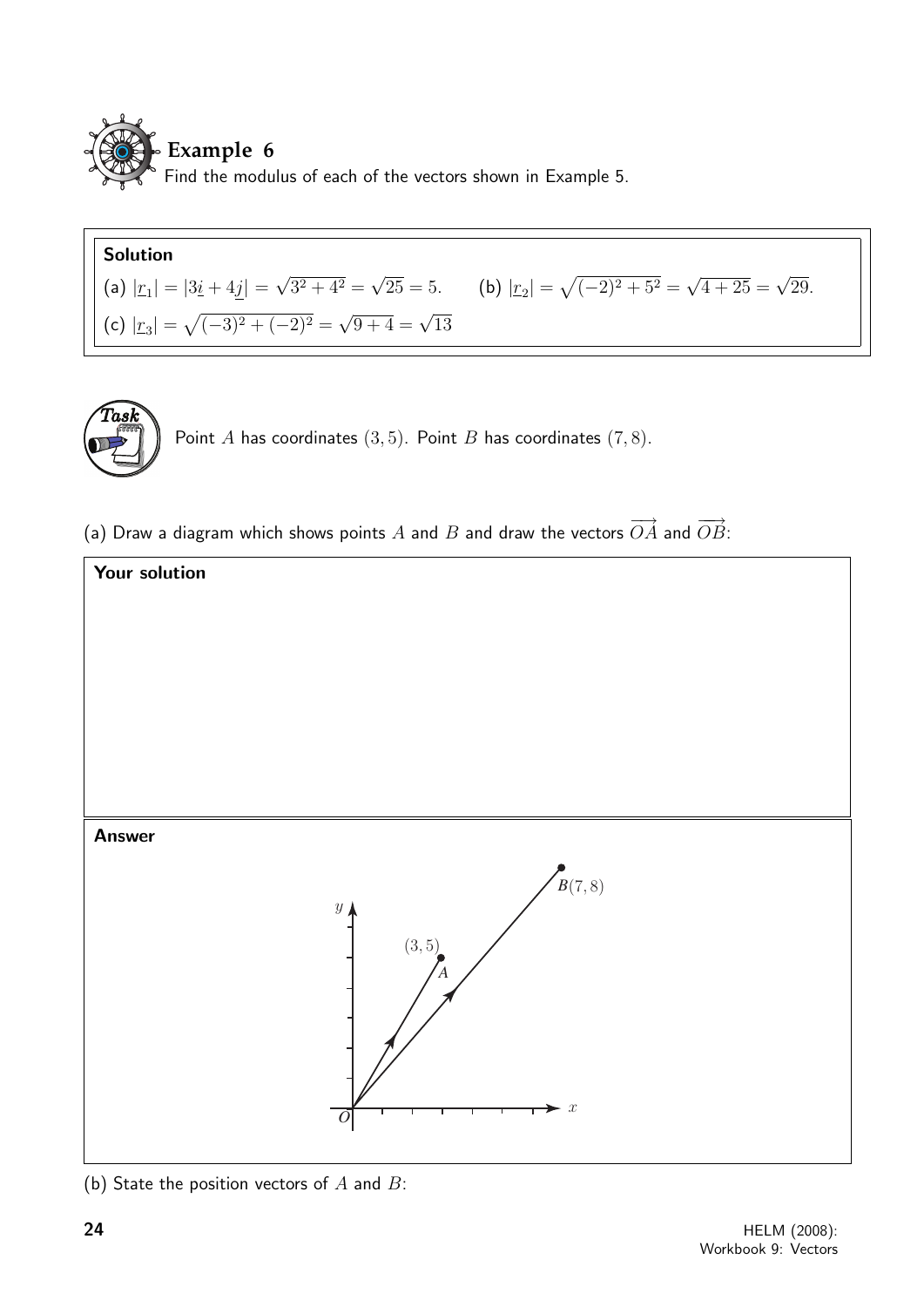## Example 6

Find the modulus of each of the vectors shown in Example 5.

**Solution**

(a) $|\underline{r}_1| = |3\underline{i} + 4\underline{j}| = \sqrt{3^2 + 4^2} = \sqrt{25} = 5.$ (b) $|\underline{r}_2| = \sqrt{(-2)^2 + 5^2} = \sqrt{4 + 25} = \sqrt{29}.$

(c) $|\underline{r}_3| = \sqrt{(-3)^2 + (-2)^2} = \sqrt{9 + 4} = \sqrt{13}$

**Task**

Point $A$ has coordinates $(3, 5)$. Point $B$ has coordinates $(7, 8)$.

(a) Draw a diagram which shows points $A$ and $B$ and draw the vectors $\overrightarrow{OA}$ and $\overrightarrow{OB}$:

**Your solution**

**Answer**

(b) State the position vectors of $A$ and $B$: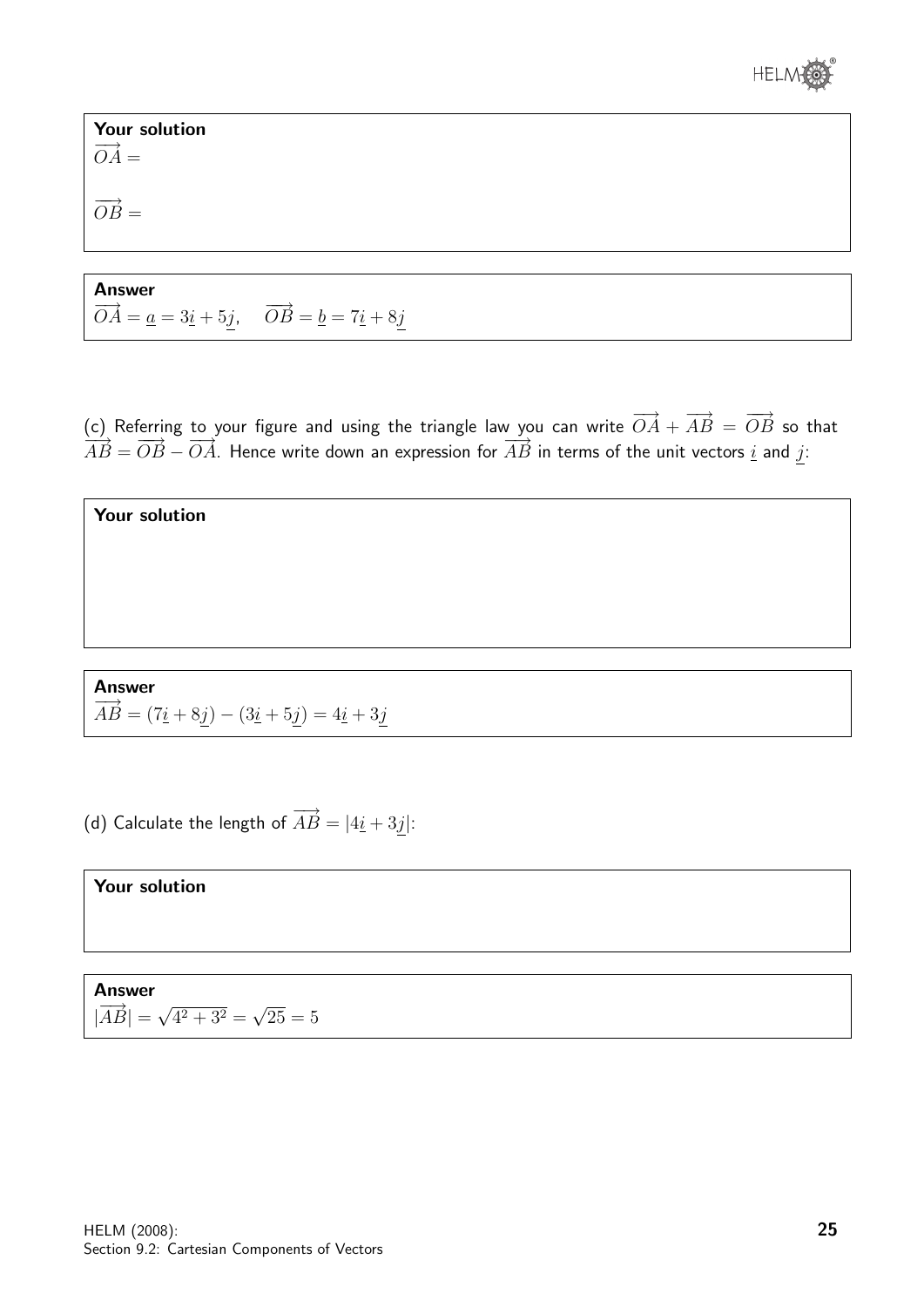**Your solution**

$\overrightarrow{OA} =$

$\overrightarrow{OB} =$

**Answer**

$\overrightarrow{OA} = \underline{a} = 3\underline{i} + 5\underline{j}, \quad \overrightarrow{OB} = \underline{b} = 7\underline{i} + 8\underline{j}$

(c) Referring to your figure and using the triangle law you can write $\overrightarrow{OA} + \overrightarrow{AB} = \overrightarrow{OB}$ so that $\overrightarrow{AB} = \overrightarrow{OB} - \overrightarrow{OA}$. Hence write down an expression for $\overrightarrow{AB}$ in terms of the unit vectors $\underline{i}$ and $\underline{j}$:

**Your solution**

**Answer**

$\overrightarrow{AB} = (7\underline{i} + 8\underline{j}) - (3\underline{i} + 5\underline{j}) = 4\underline{i} + 3\underline{j}$

(d) Calculate the length of $\overrightarrow{AB} = |4\underline{i} + 3\underline{j}|$:

**Your solution**

**Answer**

$|\overrightarrow{AB}| = \sqrt{4^2 + 3^2} = \sqrt{25} = 5$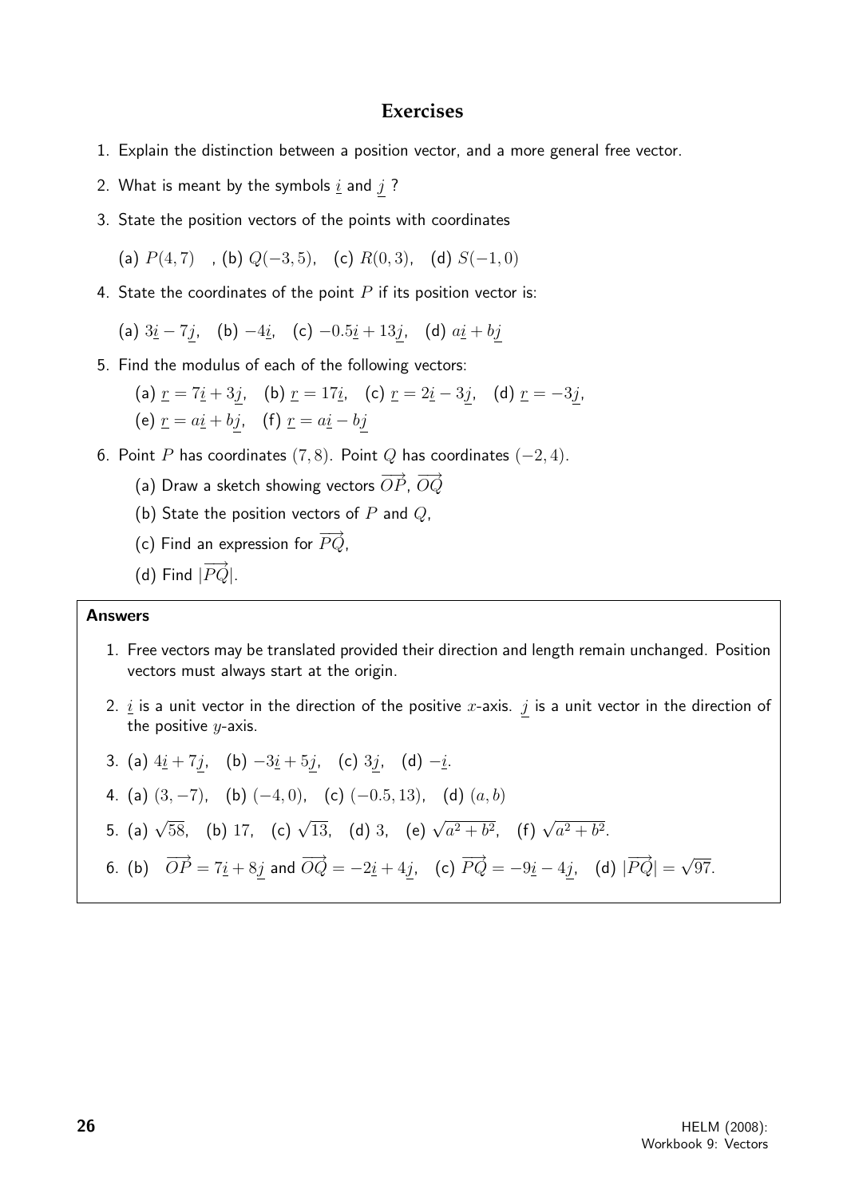# Exercises

1. Explain the distinction between a position vector, and a more general free vector.
2. What is meant by the symbols $\underline{i}$ and $\underline{j}$ ?
3. State the position vectors of the points with coordinates

   (a) $P(4,7)$ , (b) $Q(-3,5)$, (c) $R(0,3)$, (d) $S(-1,0)$
4. State the coordinates of the point $P$ if its position vector is:

   (a) $3\underline{i} - 7\underline{j}$, (b) $-4\underline{i}$, (c) $-0.5\underline{i} + 13\underline{j}$, (d) $a\underline{i} + b\underline{j}$
5. Find the modulus of each of the following vectors:

   (a) $\underline{r} = 7\underline{i} + 3\underline{j}$, (b) $\underline{r} = 17\underline{i}$, (c) $\underline{r} = 2\underline{i} - 3\underline{j}$, (d) $\underline{r} = -3\underline{j}$,
   (e) $\underline{r} = a\underline{i} + b\underline{j}$, (f) $\underline{r} = a\underline{i} - b\underline{j}$
6. Point $P$ has coordinates $(7, 8)$. Point $Q$ has coordinates $(-2, 4)$.
   (a) Draw a sketch showing vectors $\overrightarrow{OP}$, $\overrightarrow{OQ}$
   (b) State the position vectors of $P$ and $Q$,
   (c) Find an expression for $\overrightarrow{PQ}$,
   (d) Find $|\overrightarrow{PQ}|$.

**Answers**

1. Free vectors may be translated provided their direction and length remain unchanged. Position vectors must always start at the origin.
2. $\underline{i}$ is a unit vector in the direction of the positive $x$-axis. $\underline{j}$ is a unit vector in the direction of the positive $y$-axis.
3. (a) $4\underline{i} + 7\underline{j}$, (b) $-3\underline{i} + 5\underline{j}$, (c) $3\underline{j}$, (d) $-\underline{i}$.
4. (a) $(3, -7)$, (b) $(-4, 0)$, (c) $(-0.5, 13)$, (d) $(a, b)$
5. (a) $\sqrt{58}$, (b) $17$, (c) $\sqrt{13}$, (d) $3$, (e) $\sqrt{a^2 + b^2}$, (f) $\sqrt{a^2 + b^2}$.
6. (b) $\overrightarrow{OP} = 7\underline{i} + 8\underline{j}$ and $\overrightarrow{OQ} = -2\underline{i} + 4\underline{j}$, (c) $\overrightarrow{PQ} = -9\underline{i} - 4\underline{j}$, (d) $|\overrightarrow{PQ}| = \sqrt{97}$.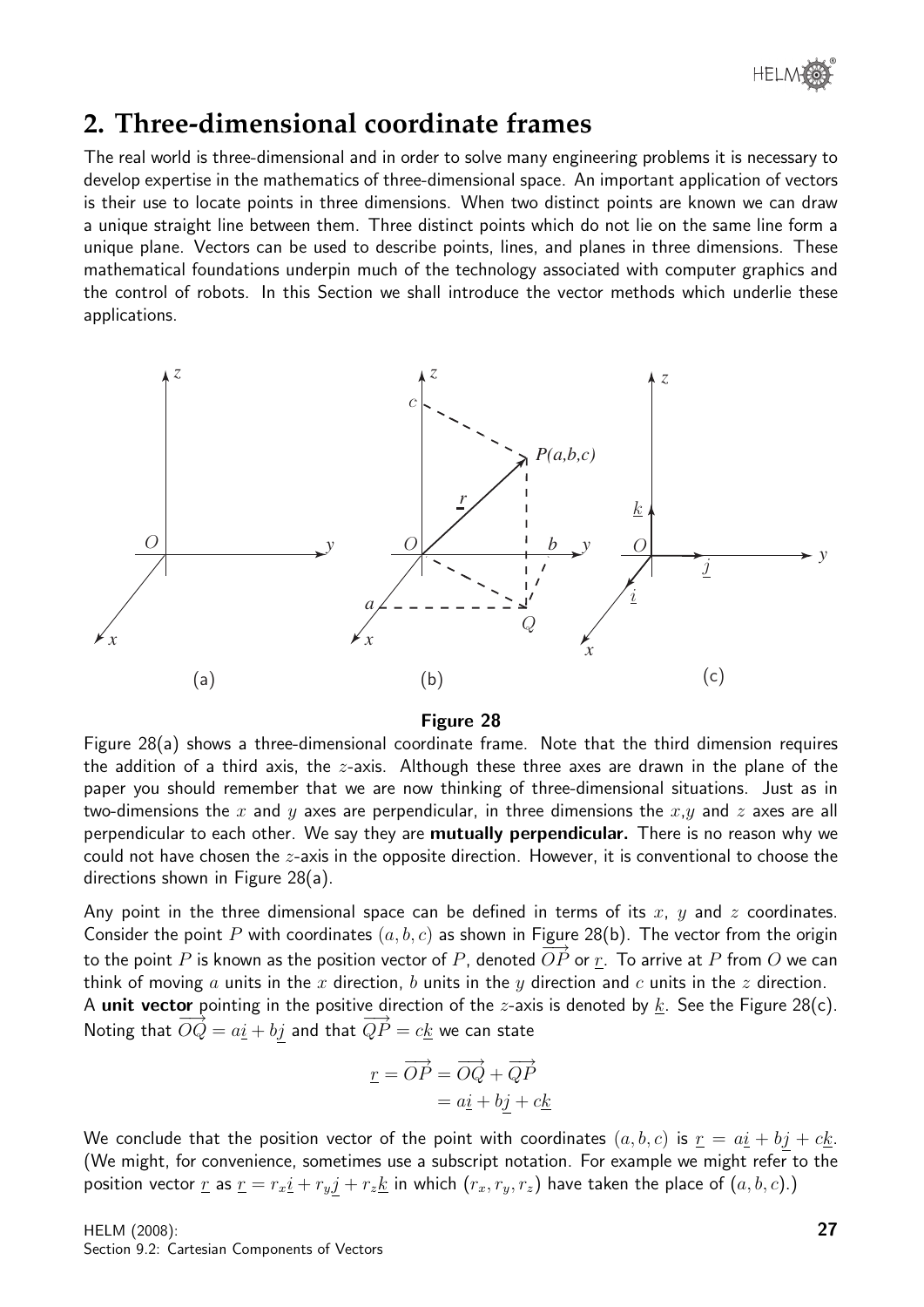## 2. Three-dimensional coordinate frames

The real world is three-dimensional and in order to solve many engineering problems it is necessary to develop expertise in the mathematics of three-dimensional space. An important application of vectors is their use to locate points in three dimensions. When two distinct points are known we can draw a unique straight line between them. Three distinct points which do not lie on the same line form a unique plane. Vectors can be used to describe points, lines, and planes in three dimensions. These mathematical foundations underpin much of the technology associated with computer graphics and the control of robots. In this Section we shall introduce the vector methods which underlie these applications.

**Figure 28**

Figure 28(a) shows a three-dimensional coordinate frame. Note that the third dimension requires the addition of a third axis, the $z$-axis. Although these three axes are drawn in the plane of the paper you should remember that we are now thinking of three-dimensional situations. Just as in two-dimensions the $x$ and $y$ axes are perpendicular, in three dimensions the $x$,$y$ and $z$ axes are all perpendicular to each other. We say they are **mutually perpendicular.** There is no reason why we could not have chosen the $z$-axis in the opposite direction. However, it is conventional to choose the directions shown in Figure 28(a).

Any point in the three dimensional space can be defined in terms of its $x$, $y$ and $z$ coordinates. Consider the point $P$ with coordinates $(a, b, c)$ as shown in Figure 28(b). The vector from the origin to the point $P$ is known as the position vector of $P$, denoted $\overrightarrow{OP}$ or $\underline{r}$. To arrive at $P$ from $O$ we can think of moving $a$ units in the $x$ direction, $b$ units in the $y$ direction and $c$ units in the $z$ direction. A **unit vector** pointing in the positive direction of the $z$-axis is denoted by $\underline{k}$. See the Figure 28(c). Noting that $\overrightarrow{OQ} = a\underline{i} + b\underline{j}$ and that $\overrightarrow{QP} = c\underline{k}$ we can state

$$\begin{aligned}\underline{r} = \overrightarrow{OP} &= \overrightarrow{OQ} + \overrightarrow{QP} \\ &= a\underline{i} + b\underline{j} + c\underline{k}\end{aligned}$$

We conclude that the position vector of the point with coordinates $(a, b, c)$ is $\underline{r} = a\underline{i} + b\underline{j} + c\underline{k}$. (We might, for convenience, sometimes use a subscript notation. For example we might refer to the position vector $\underline{r}$ as $\underline{r} = r_x\underline{i} + r_y\underline{j} + r_z\underline{k}$ in which $(r_x, r_y, r_z)$ have taken the place of $(a, b, c)$.)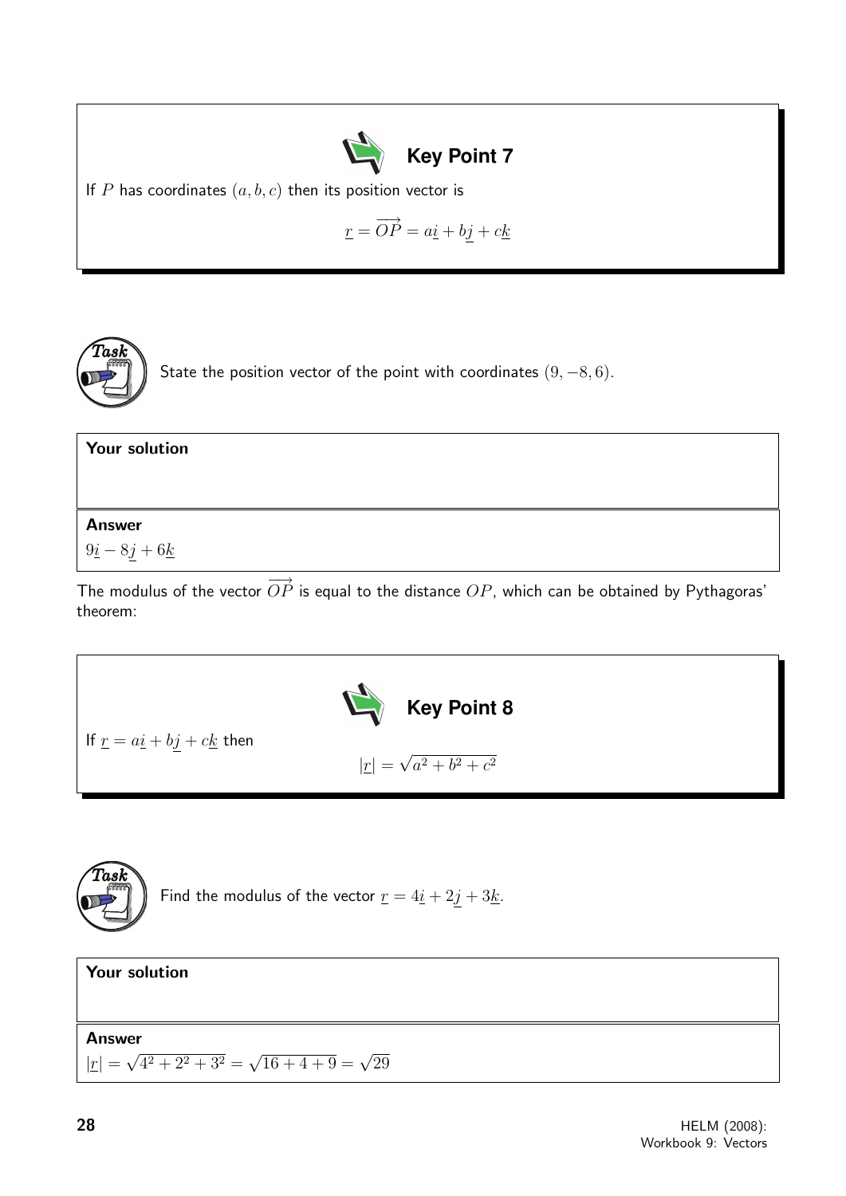### Key Point 7

If $P$ has coordinates $(a, b, c)$ then its position vector is

$$\underline{r} = \overrightarrow{OP} = a\underline{i} + b\underline{j} + c\underline{k}$$

**Task**

State the position vector of the point with coordinates $(9, -8, 6)$.

**Your solution**

**Answer**

$9\underline{i} - 8\underline{j} + 6\underline{k}$

The modulus of the vector $\overrightarrow{OP}$ is equal to the distance $OP$, which can be obtained by Pythagoras' theorem:

### Key Point 8

If $\underline{r} = a\underline{i} + b\underline{j} + c\underline{k}$ then

$$|\underline{r}| = \sqrt{a^2 + b^2 + c^2}$$

**Task**

Find the modulus of the vector $\underline{r} = 4\underline{i} + 2\underline{j} + 3\underline{k}$.

**Your solution**

**Answer**

$|\underline{r}| = \sqrt{4^2 + 2^2 + 3^2} = \sqrt{16 + 4 + 9} = \sqrt{29}$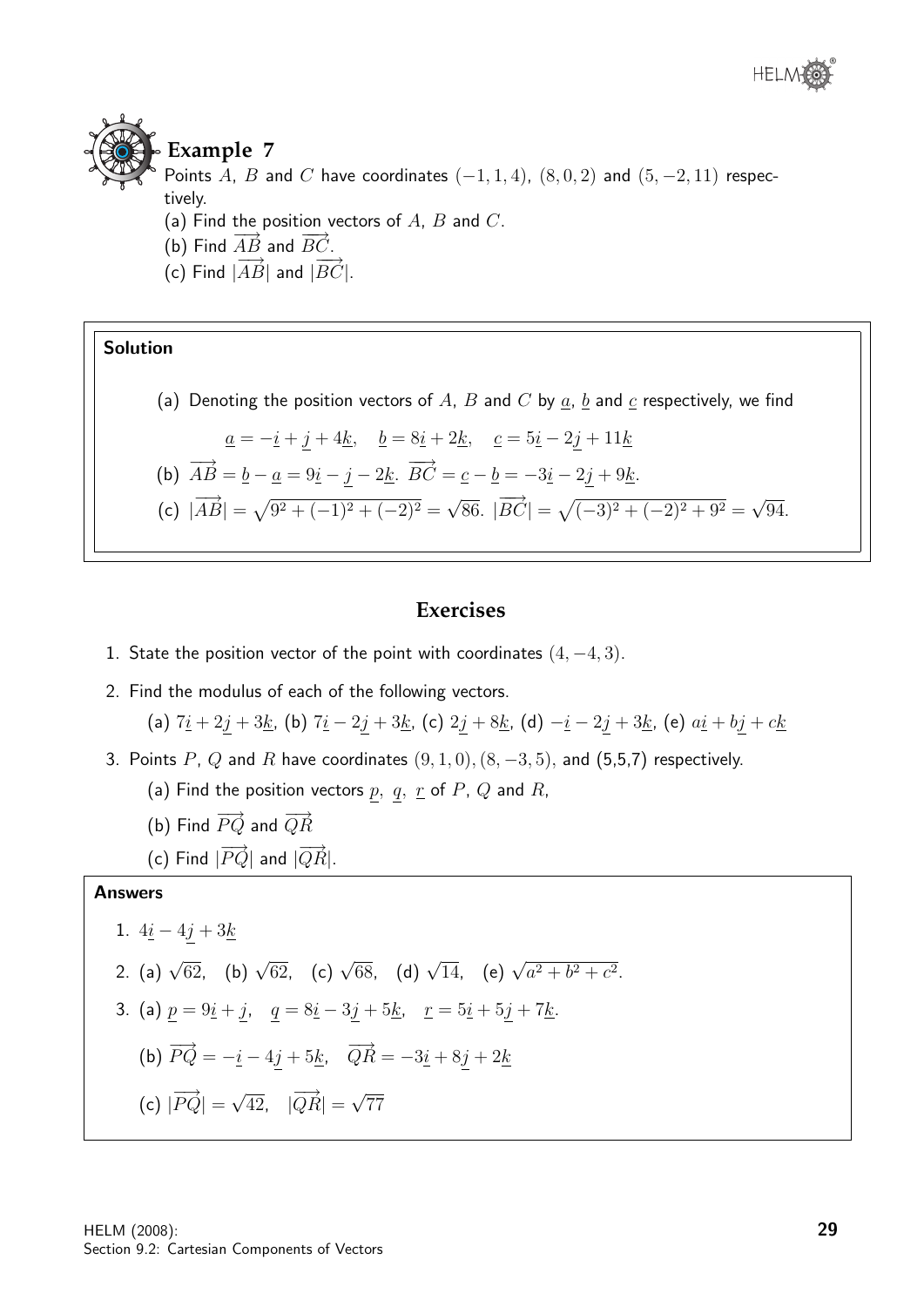## Example 7

Points $A$, $B$ and $C$ have coordinates $(-1, 1, 4)$, $(8, 0, 2)$ and $(5, -2, 11)$ respectively.

(a) Find the position vectors of $A$, $B$ and $C$.

(b) Find $\overrightarrow{AB}$ and $\overrightarrow{BC}$.

(c) Find $|\overrightarrow{AB}|$ and $|\overrightarrow{BC}|$.

**Solution**

(a) Denoting the position vectors of $A$, $B$ and $C$ by $\underline{a}$, $\underline{b}$ and $\underline{c}$ respectively, we find

$$\underline{a} = -\underline{i} + \underline{j} + 4\underline{k}, \quad \underline{b} = 8\underline{i} + 2\underline{k}, \quad \underline{c} = 5\underline{i} - 2\underline{j} + 11\underline{k}$$

(b) $\overrightarrow{AB} = \underline{b} - \underline{a} = 9\underline{i} - \underline{j} - 2\underline{k}$. $\overrightarrow{BC} = \underline{c} - \underline{b} = -3\underline{i} - 2\underline{j} + 9\underline{k}$.

(c) $|\overrightarrow{AB}| = \sqrt{9^2 + (-1)^2 + (-2)^2} = \sqrt{86}$. $|\overrightarrow{BC}| = \sqrt{(-3)^2 + (-2)^2 + 9^2} = \sqrt{94}$.

## Exercises

1. State the position vector of the point with coordinates $(4, -4, 3)$.

2. Find the modulus of each of the following vectors.

   (a) $7\underline{i} + 2\underline{j} + 3\underline{k}$, (b) $7\underline{i} - 2\underline{j} + 3\underline{k}$, (c) $2\underline{j} + 8\underline{k}$, (d) $-\underline{i} - 2\underline{j} + 3\underline{k}$, (e) $a\underline{i} + b\underline{j} + c\underline{k}$

3. Points $P$, $Q$ and $R$ have coordinates $(9, 1, 0), (8, -3, 5)$, and (5,5,7) respectively.

   (a) Find the position vectors $\underline{p},\ \underline{q},\ \underline{r}$ of $P$, $Q$ and $R$,

   (b) Find $\overrightarrow{PQ}$ and $\overrightarrow{QR}$

   (c) Find $|\overrightarrow{PQ}|$ and $|\overrightarrow{QR}|$.

**Answers**

1. $4\underline{i} - 4\underline{j} + 3\underline{k}$

2. (a) $\sqrt{62}$, (b) $\sqrt{62}$, (c) $\sqrt{68}$, (d) $\sqrt{14}$, (e) $\sqrt{a^2 + b^2 + c^2}$.

3. (a) $\underline{p} = 9\underline{i} + \underline{j}, \quad \underline{q} = 8\underline{i} - 3\underline{j} + 5\underline{k}, \quad \underline{r} = 5\underline{i} + 5\underline{j} + 7\underline{k}$.

   (b) $\overrightarrow{PQ} = -\underline{i} - 4\underline{j} + 5\underline{k}, \quad \overrightarrow{QR} = -3\underline{i} + 8\underline{j} + 2\underline{k}$

   (c) $|\overrightarrow{PQ}| = \sqrt{42}, \quad |\overrightarrow{QR}| = \sqrt{77}$